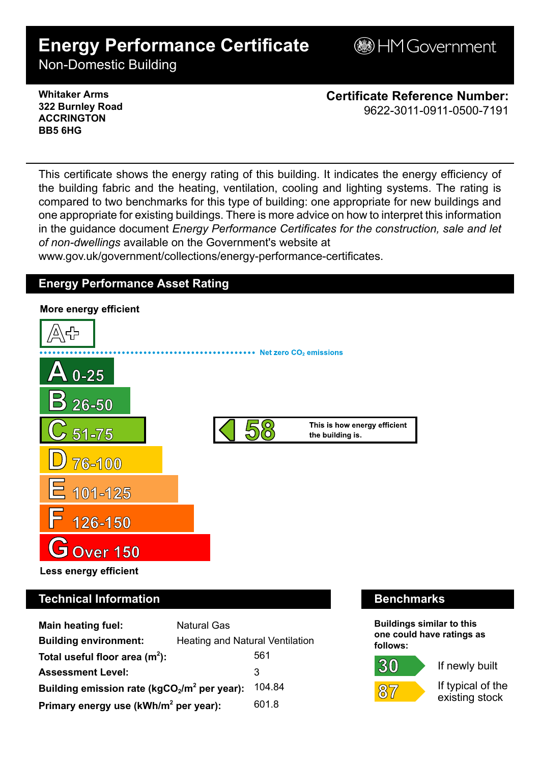# Energy Performance Certificate

Non-Domestic Building

HM Government

**Whitaker Arms**
**322 Burnley Road**
**ACCRINGTON**
**BB5 6HG**

**Certificate Reference Number:**
9622-3011-0911-0500-7191

This certificate shows the energy rating of this building. It indicates the energy efficiency of the building fabric and the heating, ventilation, cooling and lighting systems. The rating is compared to two benchmarks for this type of building: one appropriate for new buildings and one appropriate for existing buildings. There is more advice on how to interpret this information in the guidance document *Energy Performance Certificates for the construction, sale and let of non-dwellings* available on the Government's website at www.gov.uk/government/collections/energy-performance-certificates.

## Energy Performance Asset Rating

**More energy efficient**

- A+
- Net zero $CO_2$ emissions
- A 0-25
- B 26-50
- C 51-75 — **58** This is how energy efficient the building is.
- D 76-100
- E 101-125
- F 126-150
- G Over 150

**Less energy efficient**

## Technical Information

| | |
|---|---|
| **Main heating fuel:** | Natural Gas |
| **Building environment:** | Heating and Natural Ventilation |
| **Total useful floor area ($m^2$):** | 561 |
| **Assessment Level:** | 3 |
| **Building emission rate ($kgCO_2/m^2$ per year):** | 104.84 |
| **Primary energy use ($kWh/m^2$ per year):** | 601.8 |

## Benchmarks

**Buildings similar to this one could have ratings as follows:**

- 30 — If newly built
- 87 — If typical of the existing stock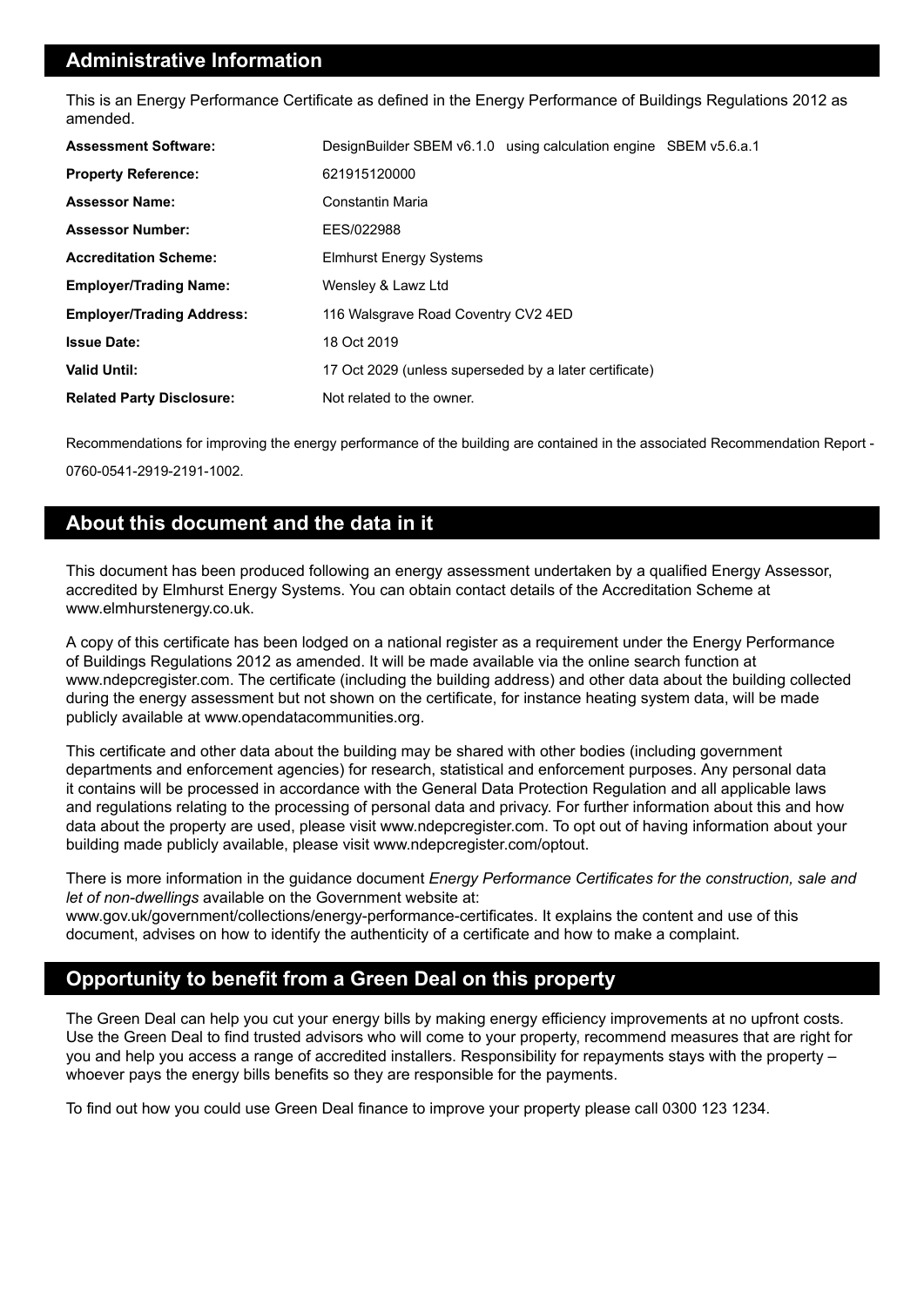## Administrative Information

This is an Energy Performance Certificate as defined in the Energy Performance of Buildings Regulations 2012 as amended.

| | |
|---|---|
| **Assessment Software:** | DesignBuilder SBEM v6.1.0 using calculation engine SBEM v5.6.a.1 |
| **Property Reference:** | 621915120000 |
| **Assessor Name:** | Constantin Maria |
| **Assessor Number:** | EES/022988 |
| **Accreditation Scheme:** | Elmhurst Energy Systems |
| **Employer/Trading Name:** | Wensley & Lawz Ltd |
| **Employer/Trading Address:** | 116 Walsgrave Road Coventry CV2 4ED |
| **Issue Date:** | 18 Oct 2019 |
| **Valid Until:** | 17 Oct 2029 (unless superseded by a later certificate) |
| **Related Party Disclosure:** | Not related to the owner. |

Recommendations for improving the energy performance of the building are contained in the associated Recommendation Report - 0760-0541-2919-2191-1002.

## About this document and the data in it

This document has been produced following an energy assessment undertaken by a qualified Energy Assessor, accredited by Elmhurst Energy Systems. You can obtain contact details of the Accreditation Scheme at www.elmhurstenergy.co.uk.

A copy of this certificate has been lodged on a national register as a requirement under the Energy Performance of Buildings Regulations 2012 as amended. It will be made available via the online search function at www.ndepcregister.com. The certificate (including the building address) and other data about the building collected during the energy assessment but not shown on the certificate, for instance heating system data, will be made publicly available at www.opendatacommunities.org.

This certificate and other data about the building may be shared with other bodies (including government departments and enforcement agencies) for research, statistical and enforcement purposes. Any personal data it contains will be processed in accordance with the General Data Protection Regulation and all applicable laws and regulations relating to the processing of personal data and privacy. For further information about this and how data about the property are used, please visit www.ndepcregister.com. To opt out of having information about your building made publicly available, please visit www.ndepcregister.com/optout.

There is more information in the guidance document *Energy Performance Certificates for the construction, sale and let of non-dwellings* available on the Government website at: www.gov.uk/government/collections/energy-performance-certificates. It explains the content and use of this document, advises on how to identify the authenticity of a certificate and how to make a complaint.

## Opportunity to benefit from a Green Deal on this property

The Green Deal can help you cut your energy bills by making energy efficiency improvements at no upfront costs. Use the Green Deal to find trusted advisors who will come to your property, recommend measures that are right for you and help you access a range of accredited installers. Responsibility for repayments stays with the property – whoever pays the energy bills benefits so they are responsible for the payments.

To find out how you could use Green Deal finance to improve your property please call 0300 123 1234.